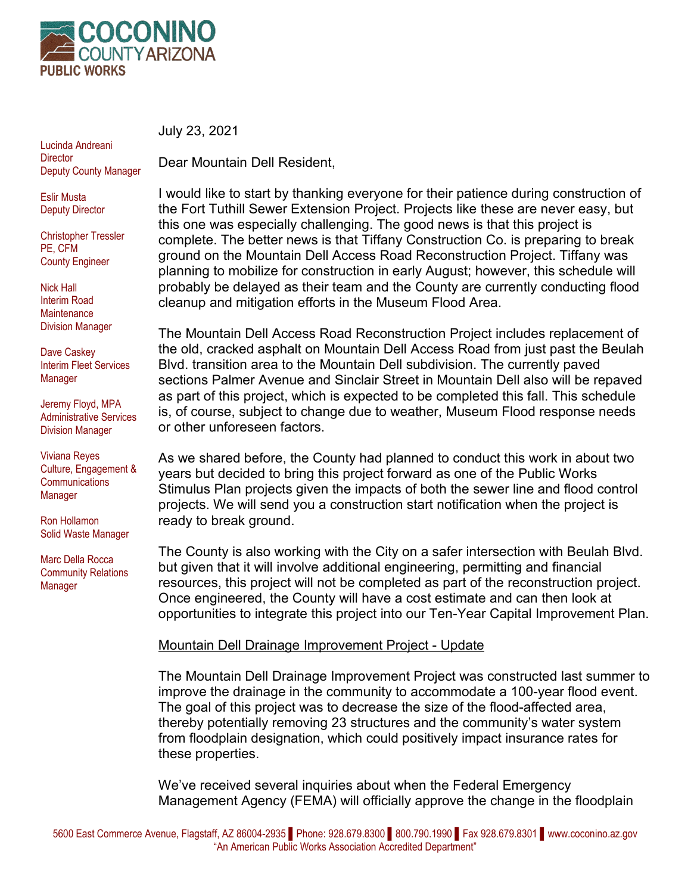# COCONINO COUNTY ARIZONA
**PUBLIC WORKS**

Lucinda Andreani
Director
Deputy County Manager

Eslir Musta
Deputy Director

Christopher Tressler
PE, CFM
County Engineer

Nick Hall
Interim Road Maintenance Division Manager

Dave Caskey
Interim Fleet Services Manager

Jeremy Floyd, MPA
Administrative Services Division Manager

Viviana Reyes
Culture, Engagement & Communications Manager

Ron Hollamon
Solid Waste Manager

Marc Della Rocca
Community Relations Manager

July 23, 2021

Dear Mountain Dell Resident,

I would like to start by thanking everyone for their patience during construction of the Fort Tuthill Sewer Extension Project. Projects like these are never easy, but this one was especially challenging. The good news is that this project is complete. The better news is that Tiffany Construction Co. is preparing to break ground on the Mountain Dell Access Road Reconstruction Project. Tiffany was planning to mobilize for construction in early August; however, this schedule will probably be delayed as their team and the County are currently conducting flood cleanup and mitigation efforts in the Museum Flood Area.

The Mountain Dell Access Road Reconstruction Project includes replacement of the old, cracked asphalt on Mountain Dell Access Road from just past the Beulah Blvd. transition area to the Mountain Dell subdivision. The currently paved sections Palmer Avenue and Sinclair Street in Mountain Dell also will be repaved as part of this project, which is expected to be completed this fall. This schedule is, of course, subject to change due to weather, Museum Flood response needs or other unforeseen factors.

As we shared before, the County had planned to conduct this work in about two years but decided to bring this project forward as one of the Public Works Stimulus Plan projects given the impacts of both the sewer line and flood control projects. We will send you a construction start notification when the project is ready to break ground.

The County is also working with the City on a safer intersection with Beulah Blvd. but given that it will involve additional engineering, permitting and financial resources, this project will not be completed as part of the reconstruction project. Once engineered, the County will have a cost estimate and can then look at opportunities to integrate this project into our Ten-Year Capital Improvement Plan.

<u>Mountain Dell Drainage Improvement Project - Update</u>

The Mountain Dell Drainage Improvement Project was constructed last summer to improve the drainage in the community to accommodate a 100-year flood event. The goal of this project was to decrease the size of the flood-affected area, thereby potentially removing 23 structures and the community's water system from floodplain designation, which could positively impact insurance rates for these properties.

We've received several inquiries about when the Federal Emergency Management Agency (FEMA) will officially approve the change in the floodplain

5600 East Commerce Avenue, Flagstaff, AZ 86004-2935 | Phone: 928.679.8300 | 800.790.1990 | Fax 928.679.8301 | www.coconino.az.gov
"An American Public Works Association Accredited Department"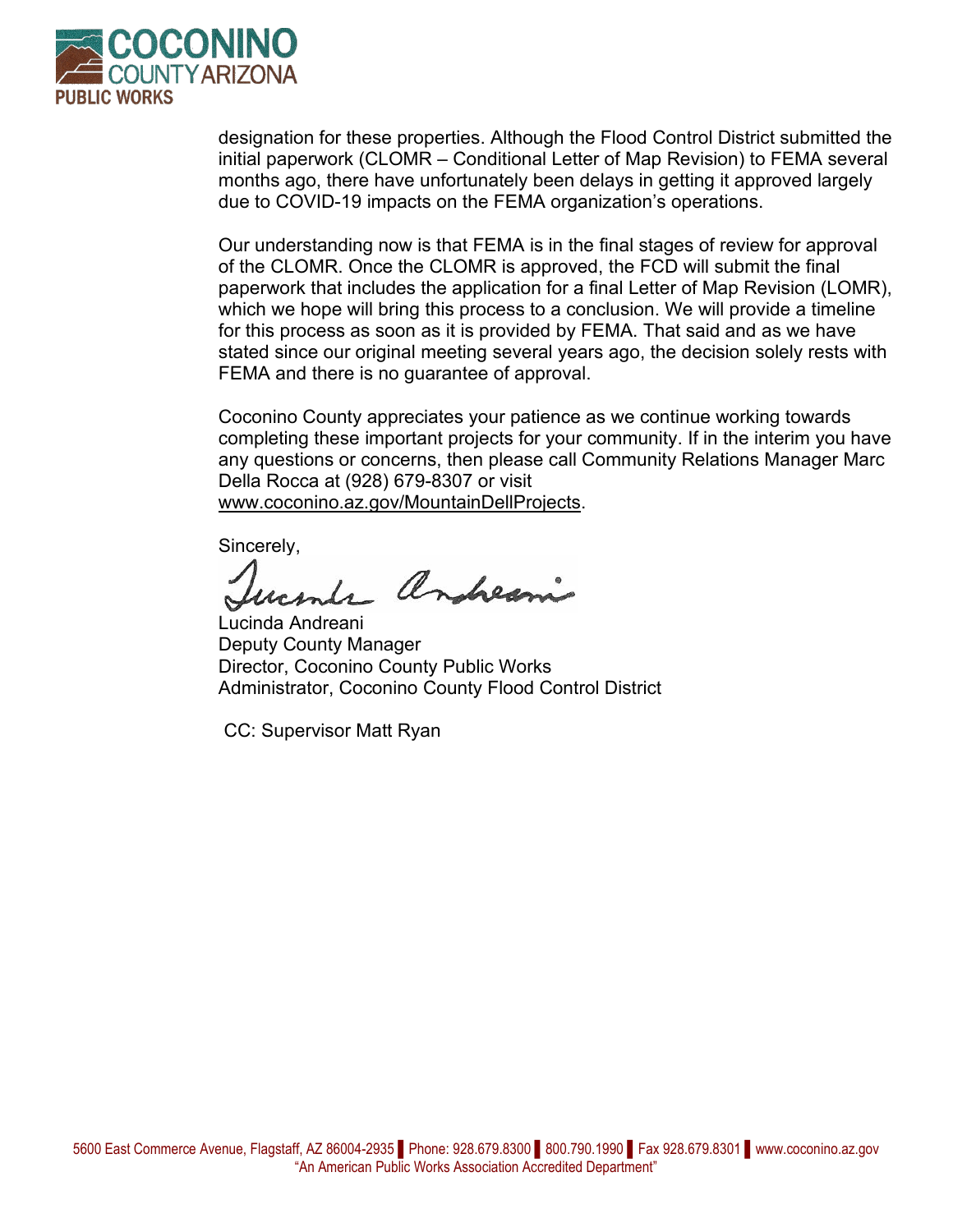designation for these properties. Although the Flood Control District submitted the initial paperwork (CLOMR – Conditional Letter of Map Revision) to FEMA several months ago, there have unfortunately been delays in getting it approved largely due to COVID-19 impacts on the FEMA organization's operations.

Our understanding now is that FEMA is in the final stages of review for approval of the CLOMR. Once the CLOMR is approved, the FCD will submit the final paperwork that includes the application for a final Letter of Map Revision (LOMR), which we hope will bring this process to a conclusion. We will provide a timeline for this process as soon as it is provided by FEMA. That said and as we have stated since our original meeting several years ago, the decision solely rests with FEMA and there is no guarantee of approval.

Coconino County appreciates your patience as we continue working towards completing these important projects for your community. If in the interim you have any questions or concerns, then please call Community Relations Manager Marc Della Rocca at (928) 679-8307 or visit www.coconino.az.gov/MountainDellProjects.

Sincerely,

Lucinda Andreani
Deputy County Manager
Director, Coconino County Public Works
Administrator, Coconino County Flood Control District

CC: Supervisor Matt Ryan